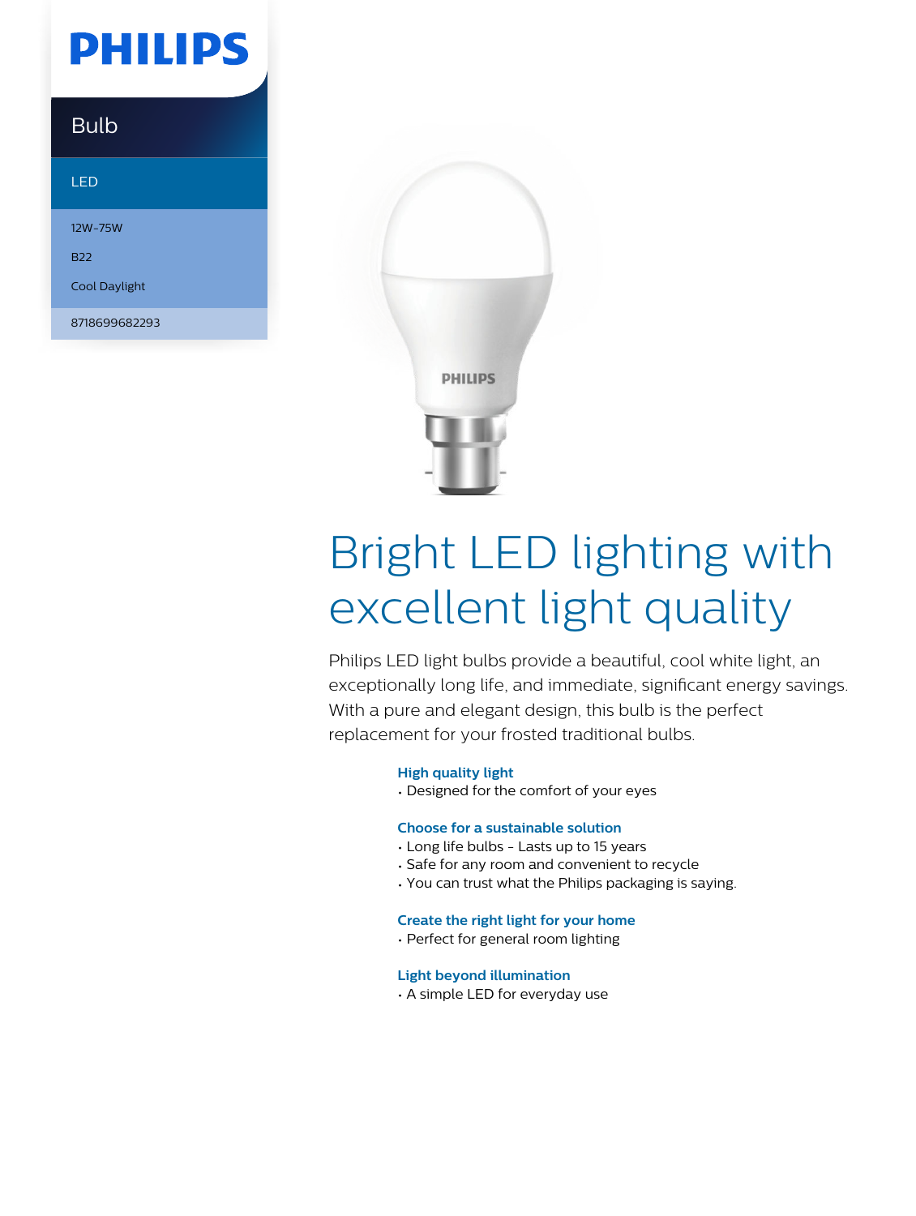PHILIPS

Bulb

LED

12W-75W

B22

Cool Daylight

8718699682293

# Bright LED lighting with excellent light quality

Philips LED light bulbs provide a beautiful, cool white light, an exceptionally long life, and immediate, significant energy savings. With a pure and elegant design, this bulb is the perfect replacement for your frosted traditional bulbs.

### High quality light

- Designed for the comfort of your eyes

### Choose for a sustainable solution

- Long life bulbs - Lasts up to 15 years
- Safe for any room and convenient to recycle
- You can trust what the Philips packaging is saying.

### Create the right light for your home

- Perfect for general room lighting

### Light beyond illumination

- A simple LED for everyday use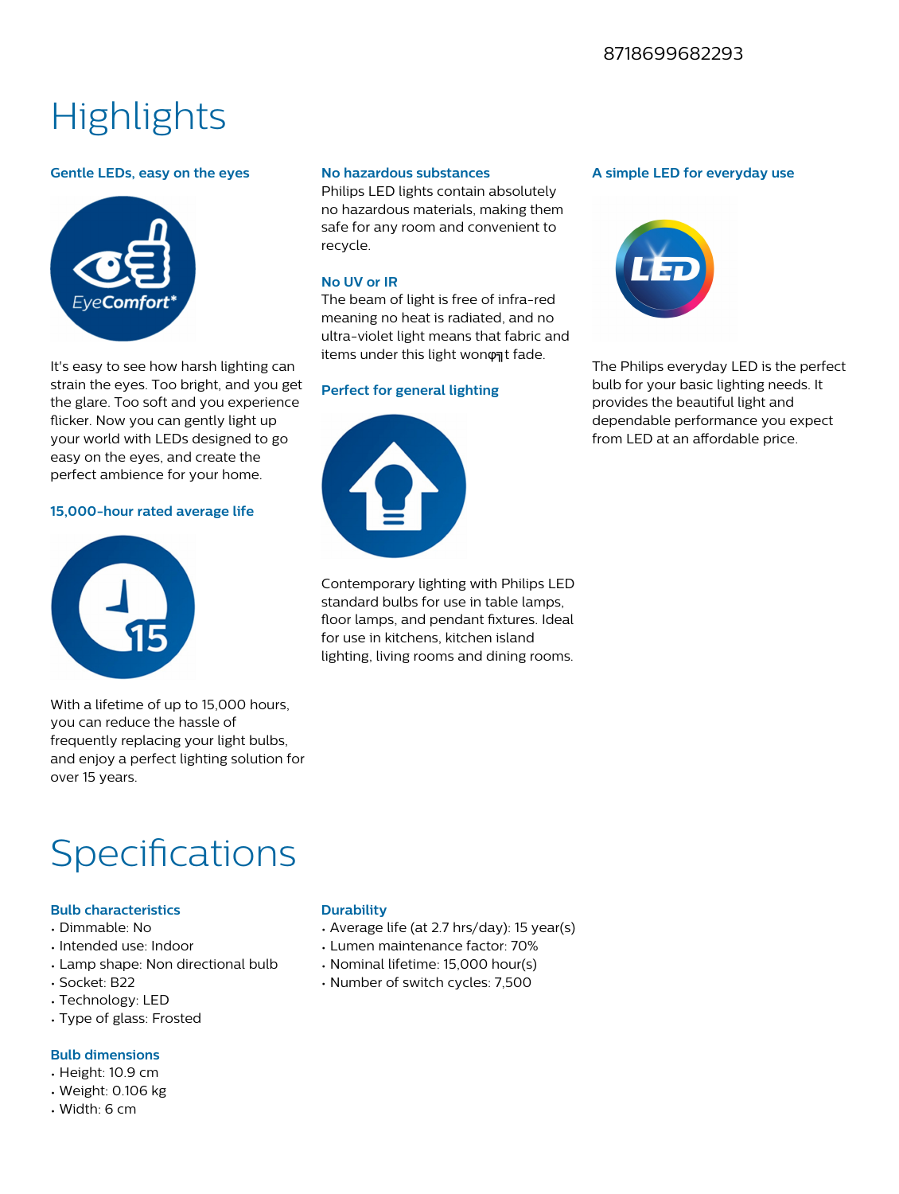8718699682293

# Highlights

### Gentle LEDs, easy on the eyes

It's easy to see how harsh lighting can strain the eyes. Too bright, and you get the glare. Too soft and you experience flicker. Now you can gently light up your world with LEDs designed to go easy on the eyes, and create the perfect ambience for your home.

### 15,000-hour rated average life

With a lifetime of up to 15,000 hours, you can reduce the hassle of frequently replacing your light bulbs, and enjoy a perfect lighting solution for over 15 years.

### No hazardous substances

Philips LED lights contain absolutely no hazardous materials, making them safe for any room and convenient to recycle.

### No UV or IR

The beam of light is free of infra-red meaning no heat is radiated, and no ultra-violet light means that fabric and items under this light wonφ╗t fade.

### Perfect for general lighting

Contemporary lighting with Philips LED standard bulbs for use in table lamps, floor lamps, and pendant fixtures. Ideal for use in kitchens, kitchen island lighting, living rooms and dining rooms.

### A simple LED for everyday use

The Philips everyday LED is the perfect bulb for your basic lighting needs. It provides the beautiful light and dependable performance you expect from LED at an affordable price.

# Specifications

### Bulb characteristics

- Dimmable: No
- Intended use: Indoor
- Lamp shape: Non directional bulb
- Socket: B22
- Technology: LED
- Type of glass: Frosted

### Bulb dimensions

- Height: 10.9 cm
- Weight: 0.106 kg
- Width: 6 cm

### Durability

- Average life (at 2.7 hrs/day): 15 year(s)
- Lumen maintenance factor: 70%
- Nominal lifetime: 15,000 hour(s)
- Number of switch cycles: 7,500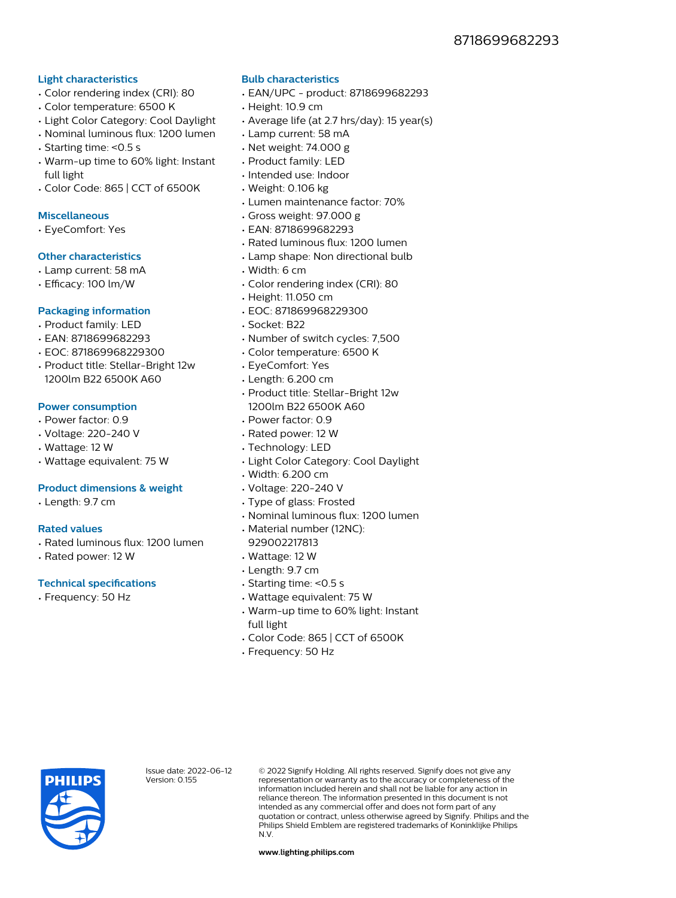8718699682293

## Light characteristics

- Color rendering index (CRI): 80
- Color temperature: 6500 K
- Light Color Category: Cool Daylight
- Nominal luminous flux: 1200 lumen
- Starting time: <0.5 s
- Warm-up time to 60% light: Instant full light
- Color Code: 865 | CCT of 6500K

## Miscellaneous

- EyeComfort: Yes

## Other characteristics

- Lamp current: 58 mA
- Efficacy: 100 lm/W

## Packaging information

- Product family: LED
- EAN: 8718699682293
- EOC: 871869968229300
- Product title: Stellar-Bright 12w 1200lm B22 6500K A60

## Power consumption

- Power factor: 0.9
- Voltage: 220-240 V
- Wattage: 12 W
- Wattage equivalent: 75 W

## Product dimensions & weight

- Length: 9.7 cm

## Rated values

- Rated luminous flux: 1200 lumen
- Rated power: 12 W

## Technical specifications

- Frequency: 50 Hz

## Bulb characteristics

- EAN/UPC - product: 8718699682293
- Height: 10.9 cm
- Average life (at 2.7 hrs/day): 15 year(s)
- Lamp current: 58 mA
- Net weight: 74.000 g
- Product family: LED
- Intended use: Indoor
- Weight: 0.106 kg
- Lumen maintenance factor: 70%
- Gross weight: 97.000 g
- EAN: 8718699682293
- Rated luminous flux: 1200 lumen
- Lamp shape: Non directional bulb
- Width: 6 cm
- Color rendering index (CRI): 80
- Height: 11.050 cm
- EOC: 871869968229300
- Socket: B22
- Number of switch cycles: 7,500
- Color temperature: 6500 K
- EyeComfort: Yes
- Length: 6.200 cm
- Product title: Stellar-Bright 12w 1200lm B22 6500K A60
- Power factor: 0.9
- Rated power: 12 W
- Technology: LED
- Light Color Category: Cool Daylight
- Width: 6.200 cm
- Voltage: 220-240 V
- Type of glass: Frosted
- Nominal luminous flux: 1200 lumen
- Material number (12NC): 929002217813
- Wattage: 12 W
- Length: 9.7 cm
- Starting time: <0.5 s
- Wattage equivalent: 75 W
- Warm-up time to 60% light: Instant full light
- Color Code: 865 | CCT of 6500K
- Frequency: 50 Hz

PHILIPS

Issue date: 2022-06-12
Version: 0.155

© 2022 Signify Holding. All rights reserved. Signify does not give any representation or warranty as to the accuracy or completeness of the information included herein and shall not be liable for any action in reliance thereon. The information presented in this document is not intended as any commercial offer and does not form part of any quotation or contract, unless otherwise agreed by Signify. Philips and the Philips Shield Emblem are registered trademarks of Koninklijke Philips N.V.

**www.lighting.philips.com**